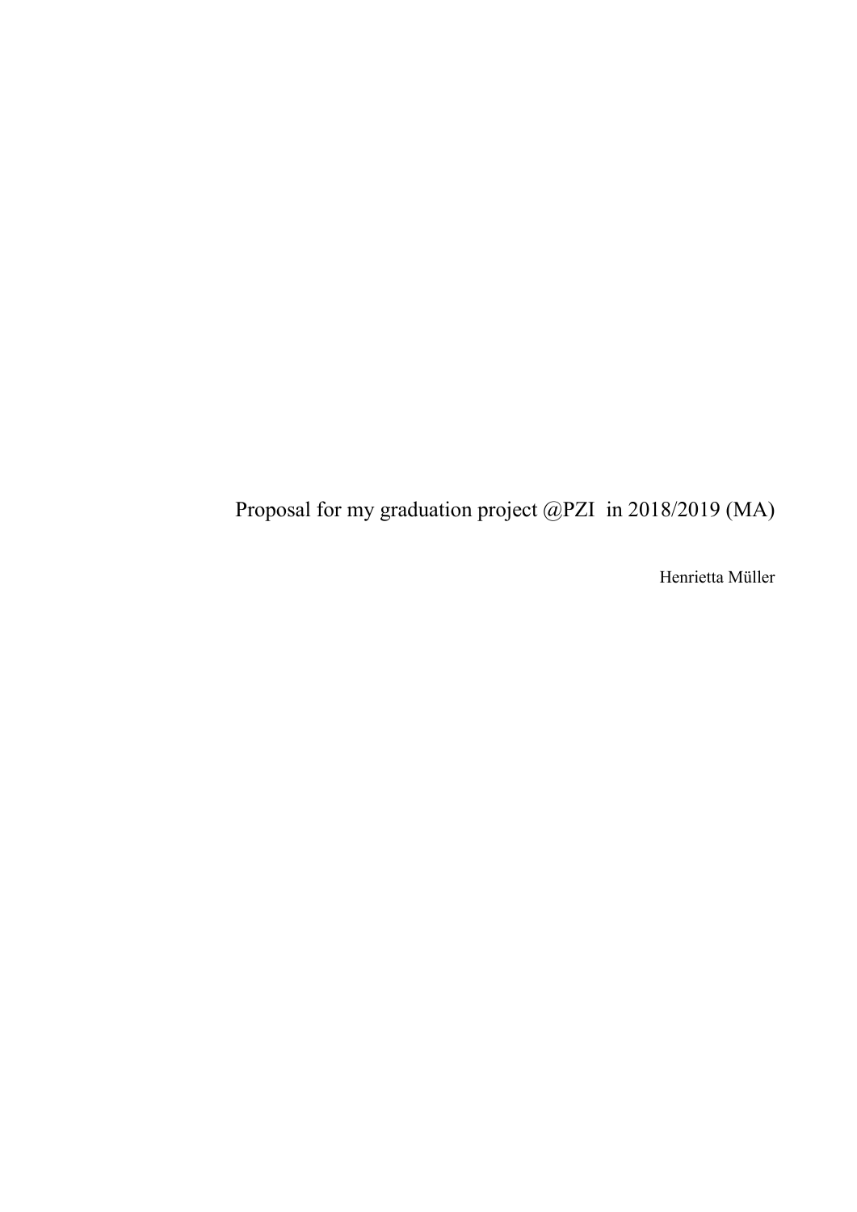Proposal for my graduation project @PZI in 2018/2019 (MA)

Henrietta Müller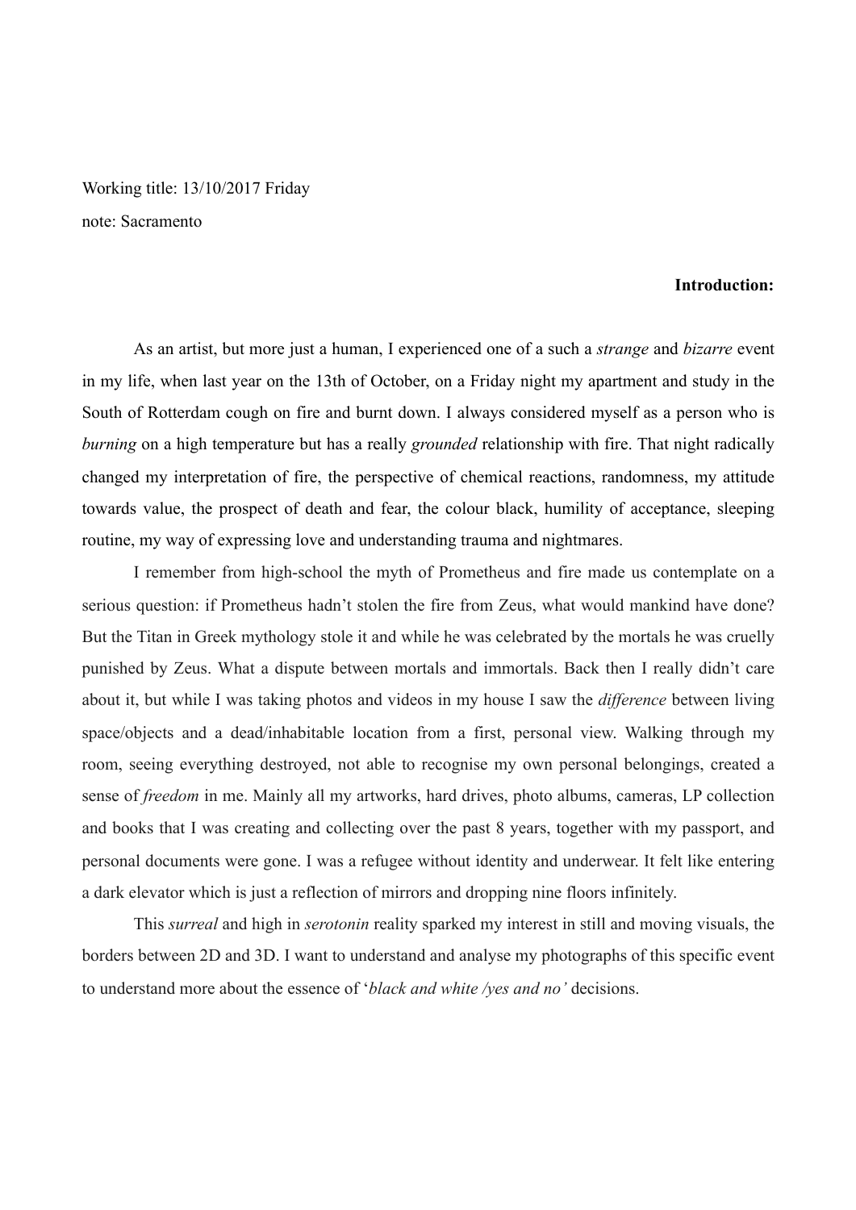Working title: 13/10/2017 Friday

note: Sacramento

**Introduction:**

As an artist, but more just a human, I experienced one of a such a *strange* and *bizarre* event in my life, when last year on the 13th of October, on a Friday night my apartment and study in the South of Rotterdam cough on fire and burnt down. I always considered myself as a person who is *burning* on a high temperature but has a really *grounded* relationship with fire. That night radically changed my interpretation of fire, the perspective of chemical reactions, randomness, my attitude towards value, the prospect of death and fear, the colour black, humility of acceptance, sleeping routine, my way of expressing love and understanding trauma and nightmares.

I remember from high-school the myth of Prometheus and fire made us contemplate on a serious question: if Prometheus hadn't stolen the fire from Zeus, what would mankind have done? But the Titan in Greek mythology stole it and while he was celebrated by the mortals he was cruelly punished by Zeus. What a dispute between mortals and immortals. Back then I really didn't care about it, but while I was taking photos and videos in my house I saw the *difference* between living space/objects and a dead/inhabitable location from a first, personal view. Walking through my room, seeing everything destroyed, not able to recognise my own personal belongings, created a sense of *freedom* in me. Mainly all my artworks, hard drives, photo albums, cameras, LP collection and books that I was creating and collecting over the past 8 years, together with my passport, and personal documents were gone. I was a refugee without identity and underwear. It felt like entering a dark elevator which is just a reflection of mirrors and dropping nine floors infinitely.

This *surreal* and high in *serotonin* reality sparked my interest in still and moving visuals, the borders between 2D and 3D. I want to understand and analyse my photographs of this specific event to understand more about the essence of '*black and white /yes and no'* decisions.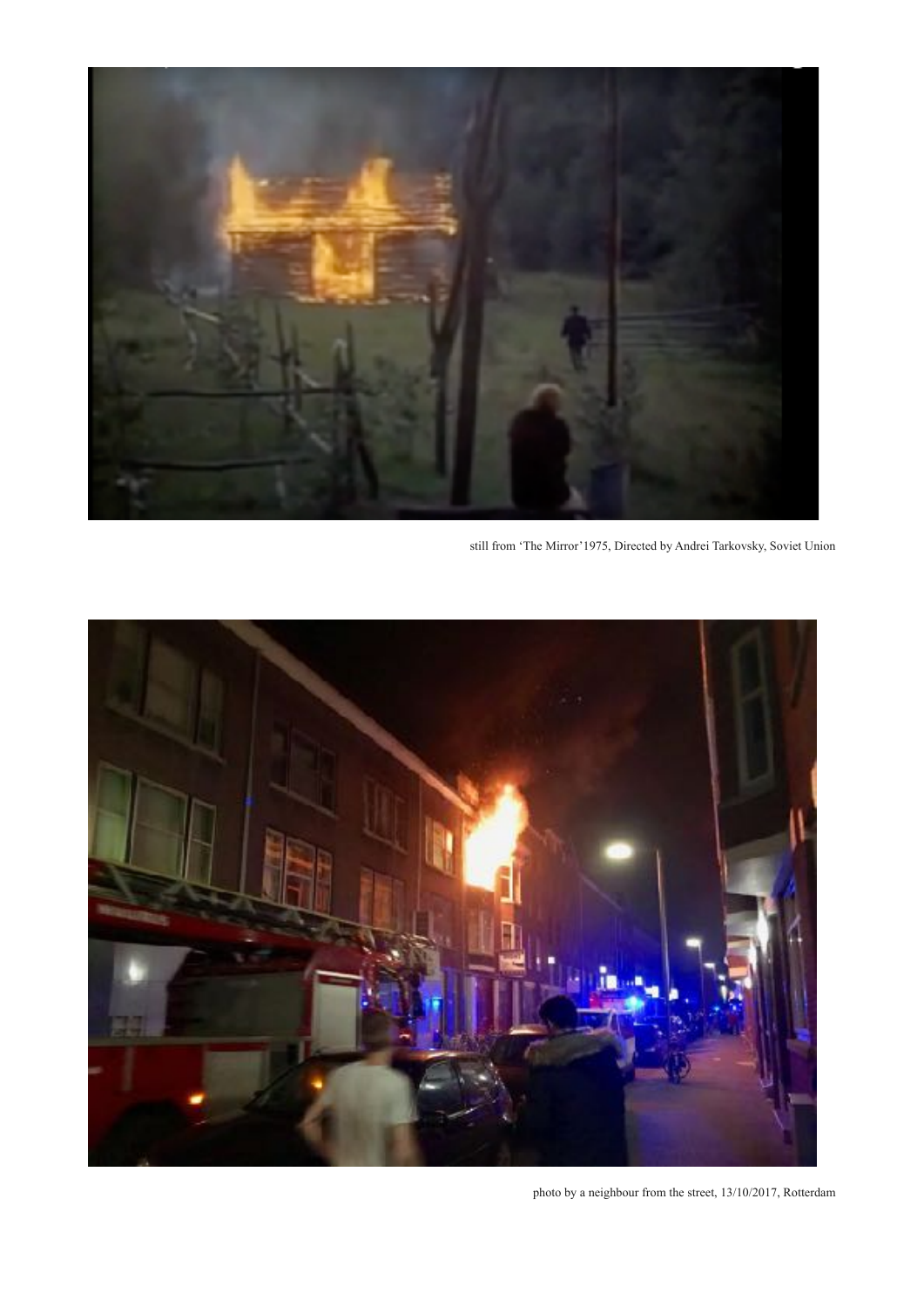still from 'The Mirror'1975, Directed by Andrei Tarkovsky, Soviet Union

photo by a neighbour from the street, 13/10/2017, Rotterdam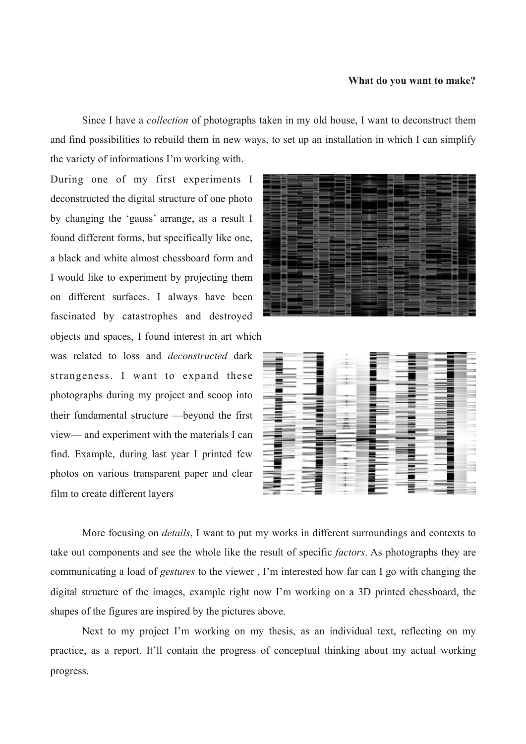**What do you want to make?**

Since I have a *collection* of photographs taken in my old house, I want to deconstruct them and find possibilities to rebuild them in new ways, to set up an installation in which I can simplify the variety of informations I'm working with.

During one of my first experiments I deconstructed the digital structure of one photo by changing the 'gauss' arrange, as a result I found different forms, but specifically like one, a black and white almost chessboard form and I would like to experiment by projecting them on different surfaces. I always have been fascinated by catastrophes and destroyed objects and spaces, I found interest in art which was related to loss and *deconstructed* dark strangeness. I want to expand these photographs during my project and scoop into their fundamental structure —beyond the first view— and experiment with the materials I can find. Example, during last year I printed few photos on various transparent paper and clear film to create different layers

More focusing on *details*, I want to put my works in different surroundings and contexts to take out components and see the whole like the result of specific *factors*. As photographs they are communicating a load of *gestures* to the viewer , I'm interested how far can I go with changing the digital structure of the images, example right now I'm working on a 3D printed chessboard, the shapes of the figures are inspired by the pictures above.

Next to my project I'm working on my thesis, as an individual text, reflecting on my practice, as a report. It'll contain the progress of conceptual thinking about my actual working progress.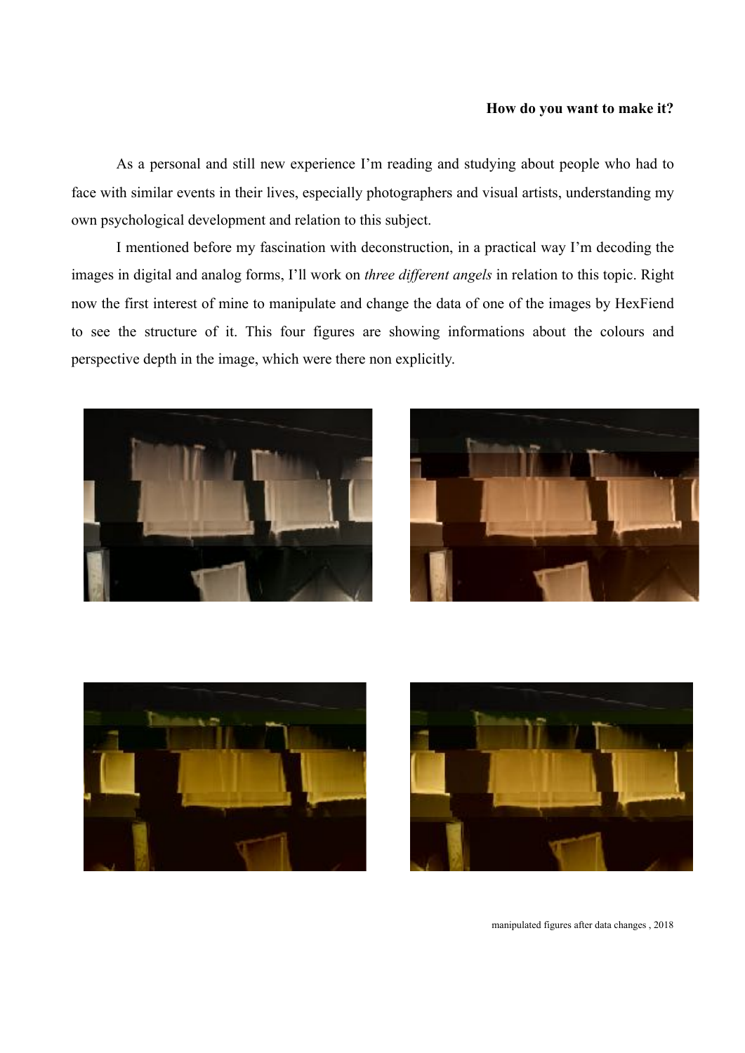**How do you want to make it?**

As a personal and still new experience I'm reading and studying about people who had to face with similar events in their lives, especially photographers and visual artists, understanding my own psychological development and relation to this subject.

I mentioned before my fascination with deconstruction, in a practical way I'm decoding the images in digital and analog forms, I'll work on *three different angels* in relation to this topic. Right now the first interest of mine to manipulate and change the data of one of the images by HexFiend to see the structure of it. This four figures are showing informations about the colours and perspective depth in the image, which were there non explicitly.

manipulated figures after data changes , 2018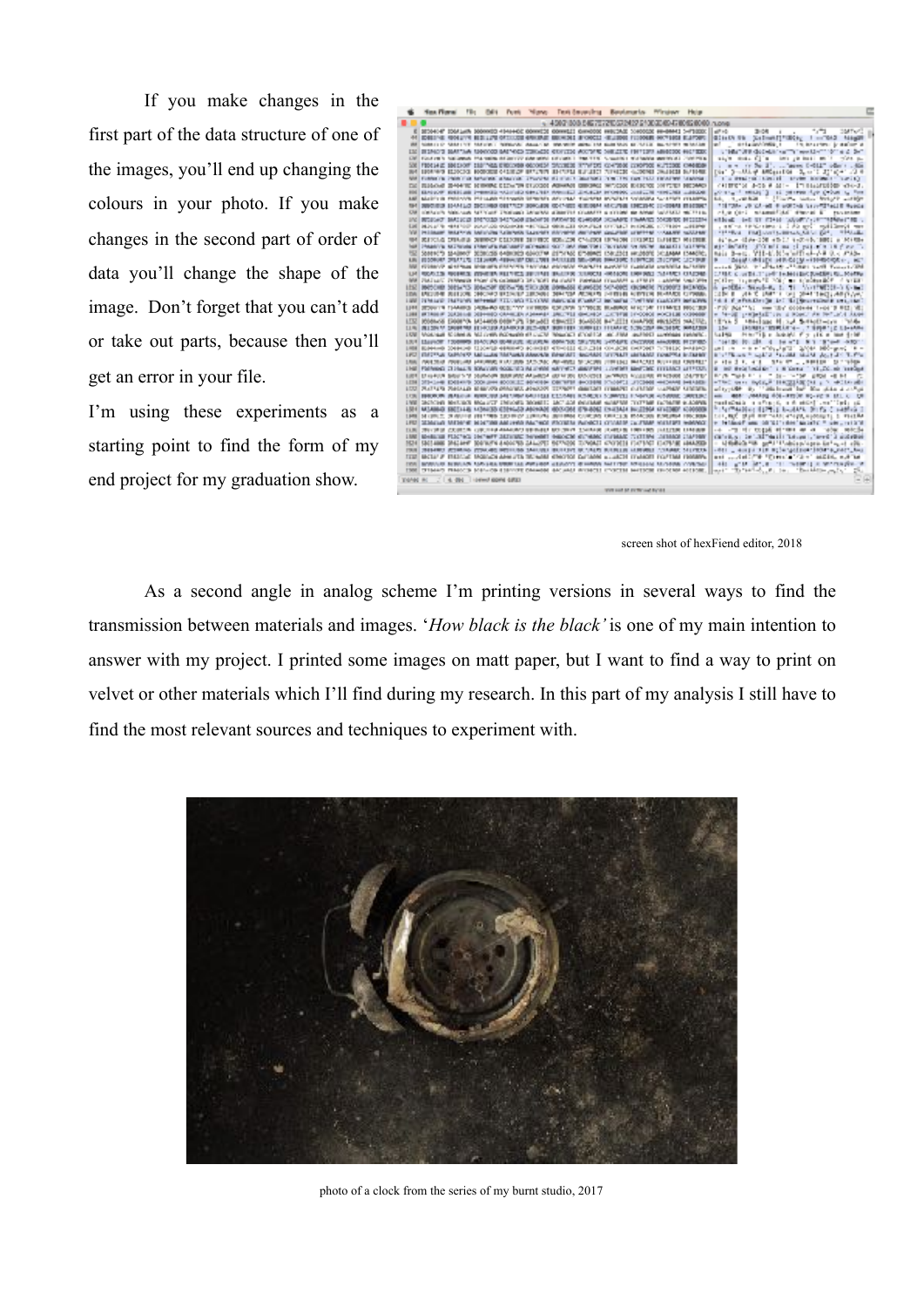If you make changes in the first part of the data structure of one of the images, you'll end up changing the colours in your photo. If you make changes in the second part of order of data you'll change the shape of the image. Don't forget that you can't add or take out parts, because then you'll get an error in your file.

I'm using these experiments as a starting point to find the form of my end project for my graduation show.

screen shot of hexFiend editor, 2018

As a second angle in analog scheme I'm printing versions in several ways to find the transmission between materials and images. '*How black is the black'* is one of my main intention to answer with my project. I printed some images on matt paper, but I want to find a way to print on velvet or other materials which I'll find during my research. In this part of my analysis I still have to find the most relevant sources and techniques to experiment with.

photo of a clock from the series of my burnt studio, 2017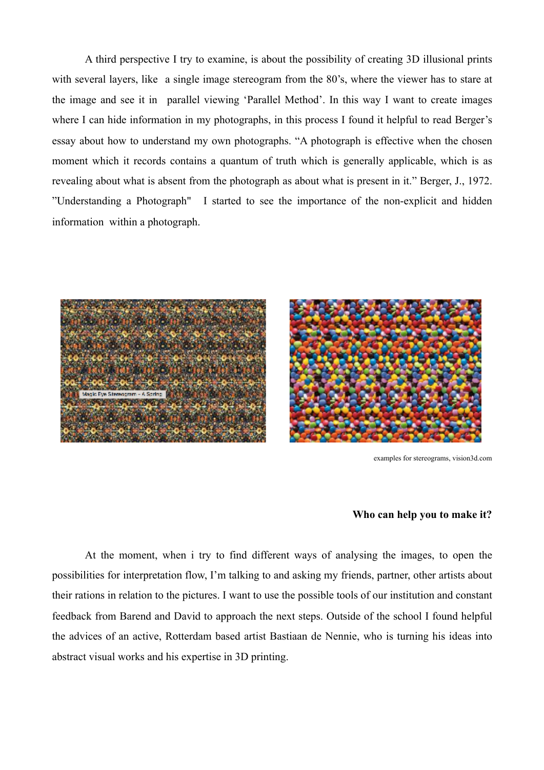A third perspective I try to examine, is about the possibility of creating 3D illusional prints with several layers, like a single image stereogram from the 80's, where the viewer has to stare at the image and see it in parallel viewing 'Parallel Method'. In this way I want to create images where I can hide information in my photographs, in this process I found it helpful to read Berger's essay about how to understand my own photographs. "A photograph is effective when the chosen moment which it records contains a quantum of truth which is generally applicable, which is as revealing about what is absent from the photograph as about what is present in it." Berger, J., 1972. "Understanding a Photograph" I started to see the importance of the non-explicit and hidden information within a photograph.

examples for stereograms, vision3d.com

**Who can help you to make it?**

At the moment, when i try to find different ways of analysing the images, to open the possibilities for interpretation flow, I'm talking to and asking my friends, partner, other artists about their rations in relation to the pictures. I want to use the possible tools of our institution and constant feedback from Barend and David to approach the next steps. Outside of the school I found helpful the advices of an active, Rotterdam based artist Bastiaan de Nennie, who is turning his ideas into abstract visual works and his expertise in 3D printing.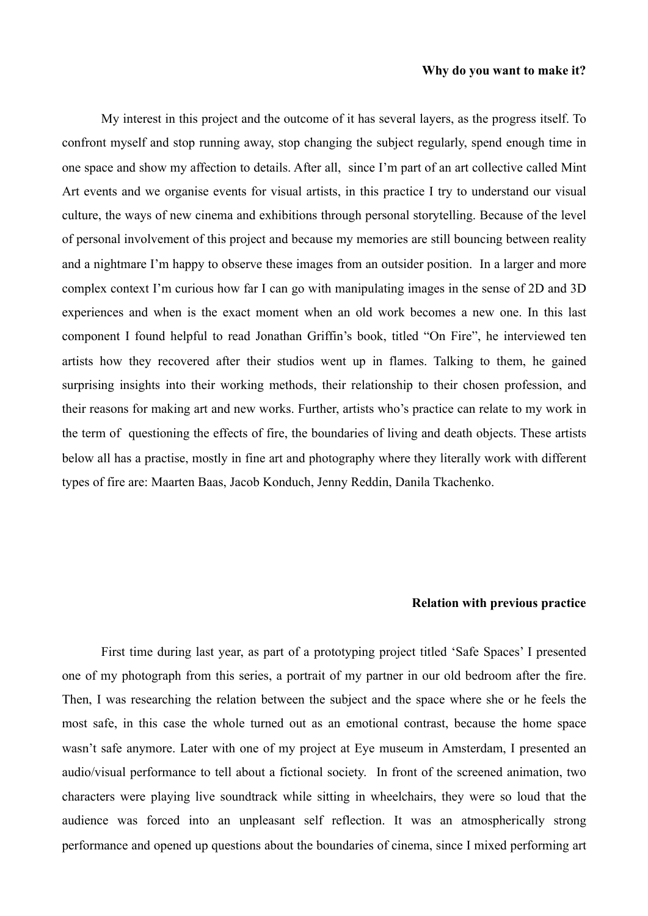**Why do you want to make it?**

My interest in this project and the outcome of it has several layers, as the progress itself. To confront myself and stop running away, stop changing the subject regularly, spend enough time in one space and show my affection to details. After all, since I'm part of an art collective called Mint Art events and we organise events for visual artists, in this practice I try to understand our visual culture, the ways of new cinema and exhibitions through personal storytelling. Because of the level of personal involvement of this project and because my memories are still bouncing between reality and a nightmare I'm happy to observe these images from an outsider position. In a larger and more complex context I'm curious how far I can go with manipulating images in the sense of 2D and 3D experiences and when is the exact moment when an old work becomes a new one. In this last component I found helpful to read Jonathan Griffin's book, titled "On Fire", he interviewed ten artists how they recovered after their studios went up in flames. Talking to them, he gained surprising insights into their working methods, their relationship to their chosen profession, and their reasons for making art and new works. Further, artists who's practice can relate to my work in the term of questioning the effects of fire, the boundaries of living and death objects. These artists below all has a practise, mostly in fine art and photography where they literally work with different types of fire are: Maarten Baas, Jacob Konduch, Jenny Reddin, Danila Tkachenko.

**Relation with previous practice**

First time during last year, as part of a prototyping project titled 'Safe Spaces' I presented one of my photograph from this series, a portrait of my partner in our old bedroom after the fire. Then, I was researching the relation between the subject and the space where she or he feels the most safe, in this case the whole turned out as an emotional contrast, because the home space wasn't safe anymore. Later with one of my project at Eye museum in Amsterdam, I presented an audio/visual performance to tell about a fictional society. In front of the screened animation, two characters were playing live soundtrack while sitting in wheelchairs, they were so loud that the audience was forced into an unpleasant self reflection. It was an atmospherically strong performance and opened up questions about the boundaries of cinema, since I mixed performing art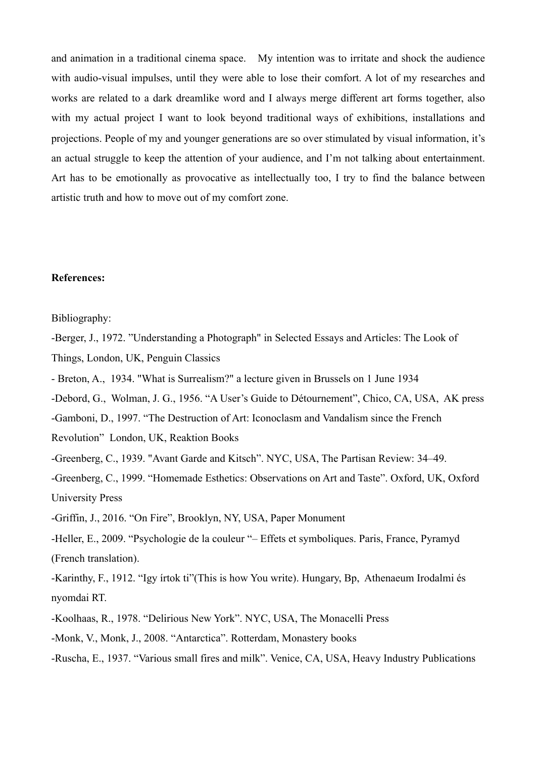and animation in a traditional cinema space. My intention was to irritate and shock the audience with audio-visual impulses, until they were able to lose their comfort. A lot of my researches and works are related to a dark dreamlike word and I always merge different art forms together, also with my actual project I want to look beyond traditional ways of exhibitions, installations and projections. People of my and younger generations are so over stimulated by visual information, it's an actual struggle to keep the attention of your audience, and I'm not talking about entertainment. Art has to be emotionally as provocative as intellectually too, I try to find the balance between artistic truth and how to move out of my comfort zone.

**References:**

Bibliography:

-Berger, J., 1972. "Understanding a Photograph" in Selected Essays and Articles: The Look of Things, London, UK, Penguin Classics

- Breton, A., 1934. "What is Surrealism?" a lecture given in Brussels on 1 June 1934

-Debord, G., Wolman, J. G., 1956. "A User's Guide to Détournement", Chico, CA, USA, AK press

-Gamboni, D., 1997. "The Destruction of Art: Iconoclasm and Vandalism since the French Revolution" London, UK, Reaktion Books

-Greenberg, C., 1939. "Avant Garde and Kitsch". NYC, USA, The Partisan Review: 34–49.

-Greenberg, C., 1999. "Homemade Esthetics: Observations on Art and Taste". Oxford, UK, Oxford University Press

-Griffin, J., 2016. "On Fire", Brooklyn, NY, USA, Paper Monument

-Heller, E., 2009. "Psychologie de la couleur "– Effets et symboliques. Paris, France, Pyramyd (French translation).

-Karinthy, F., 1912. "Igy írtok ti"(This is how You write). Hungary, Bp, Athenaeum Irodalmi és nyomdai RT.

-Koolhaas, R., 1978. "Delirious New York". NYC, USA, The Monacelli Press

-Monk, V., Monk, J., 2008. "Antarctica". Rotterdam, Monastery books

-Ruscha, E., 1937. "Various small fires and milk". Venice, CA, USA, Heavy Industry Publications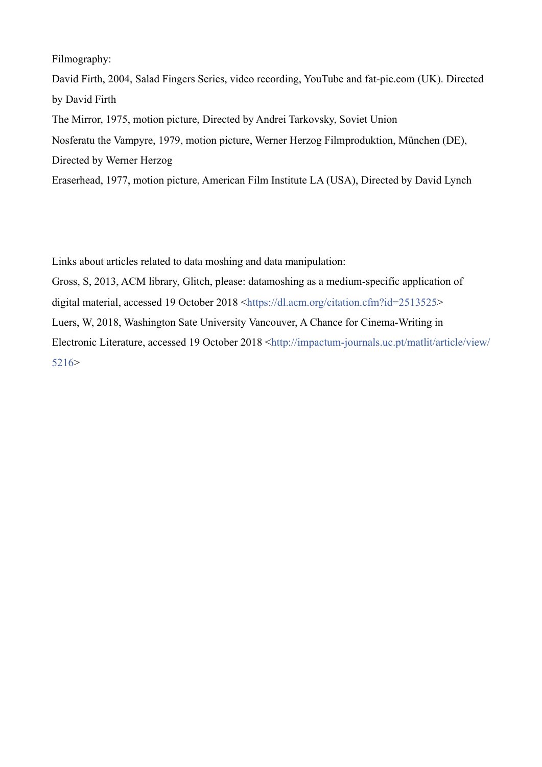Filmography:

David Firth, 2004, Salad Fingers Series, video recording, YouTube and fat-pie.com (UK). Directed by David Firth

The Mirror, 1975, motion picture, Directed by Andrei Tarkovsky, Soviet Union

Nosferatu the Vampyre, 1979, motion picture, Werner Herzog Filmproduktion, München (DE), Directed by Werner Herzog

Eraserhead, 1977, motion picture, American Film Institute LA (USA), Directed by David Lynch

Links about articles related to data moshing and data manipulation:

Gross, S, 2013, ACM library, Glitch, please: datamoshing as a medium-specific application of digital material, accessed 19 October 2018 <https://dl.acm.org/citation.cfm?id=2513525>

Luers, W, 2018, Washington Sate University Vancouver, A Chance for Cinema-Writing in Electronic Literature, accessed 19 October 2018 <http://impactum-journals.uc.pt/matlit/article/view/5216>